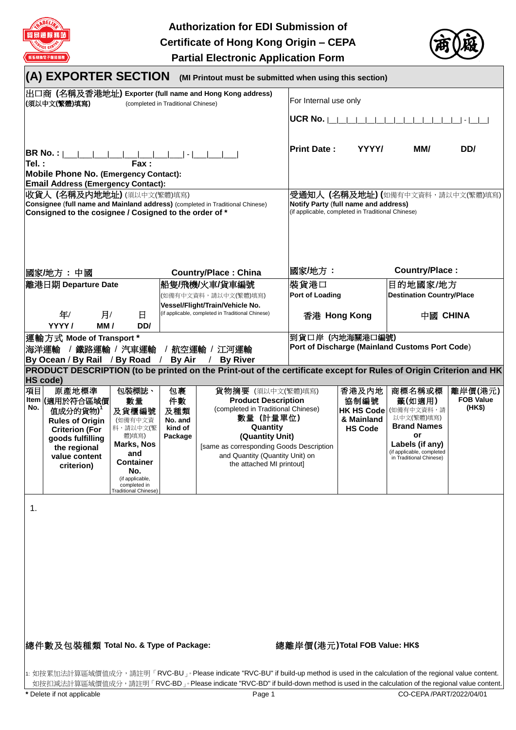# Authorization for EDI Submission of Certificate of Hong Kong Origin – CEPA Partial Electronic Application Form

## (A) EXPORTER SECTION (MI Printout must be submitted when using this section)

| 出口商 (名稱及香港地址) Exporter (full name and Hong Kong address) (須以中文(繁體)填寫) (completed in Traditional Chinese) | For Internal use only |
|---|---|
| | UCR No. \|__\|__\|__\|__\|__\|__\|__\|__\|__\|__\|__\|__\|__\|__\|__\| - \|__\|__\| |
| BR No. : \|__\|__\|__\|__\|__\|__\|__\|__\| - \|__\|__\|__\| | Print Date : YYYY/ MM/ DD/ |
| Tel. : Fax : | |
| Mobile Phone No. (Emergency Contact): | |
| Email Address (Emergency Contact): | |

| 收貨人 (名稱及內地地址) (須以中文(繁體)填寫) Consignee (full name and Mainland address) (completed in Traditional Chinese) Consigned to the cosignee / Cosigned to the order of * | 受通知人 (名稱及地址) (如備有中文資料，請以中文(繁體)填寫) Notify Party (full name and address) (if applicable, completed in Traditional Chinese) |
|---|---|
| 國家/地方：中國 Country/Place : China | 國家/地方： Country/Place : |

| 離港日期 Departure Date | 船隻/飛機/火車/貨車編號 (如備有中文資料，請以中文(繁體)填寫) Vessel/Flight/Train/Vehicle No. (if applicable, completed in Traditional Chinese) | 裝貨港口 Port of Loading | 目的地國家/地方 Destination Country/Place |
|---|---|---|---|
| 年/ 月/ 日 YYYY / MM / DD/ | | 香港 Hong Kong | 中國 CHINA |

| 運輸方式 Mode of Transport * 海洋運輸 / 鐵路運輸 / 汽車運輸 / 航空運輸 / 江河運輸 By Ocean / By Rail / By Road / By Air / By River | 到貨口岸 (內地海關港口編號) Port of Discharge (Mainland Customs Port Code) |
|---|---|

**PRODUCT DESCRIPTION (to be printed on the Print-out of the certificate except for Rules of Origin Criterion and HK HS code)**

| 項目 Item No. | 原產地標準 (適用於符合區域價值成分的貨物)[1] Rules of Origin Criterion (For goods fulfilling the regional value content criterion) | 包裝標誌、數量及貨櫃編號 (如備有中文資料，請以中文(繁體)填寫) Marks, Nos and Container No. (if applicable, completed in Traditional Chinese) | 包裹件數及種類 No. and kind of Package | 貨物摘要 (須以中文(繁體)填寫) Product Description (completed in Traditional Chinese) 數量 (計量單位) Quantity (Quantity Unit) [same as corresponding Goods Description and Quantity (Quantity Unit) on the attached MI printout] | 香港及內地協制編號 HK HS Code & Mainland HS Code | 商標名稱或標籤(如適用) (如備有中文資料，請以中文(繁體)填寫) Brand Names or Labels (if any) (if applicable, completed in Traditional Chinese) | 離岸價(港元) FOB Value (HK$) |
|---|---|---|---|---|---|---|---|
| 1. | | | | | | | |

總件數及包裝種類 Total No. & Type of Package: 總離岸價(港元)Total FOB Value: HK$

[1]: 如按累加法計算區域價值成分，請註明「RVC-BU」。Please indicate "RVC-BU" if build-up method is used in the calculation of the regional value content.
如按扣減法計算區域價值成分，請註明「RVC-BD」。Please indicate "RVC-BD" if build-down method is used in the calculation of the regional value content.

\* Delete if not applicable

CO-CEPA /PART/2022/04/01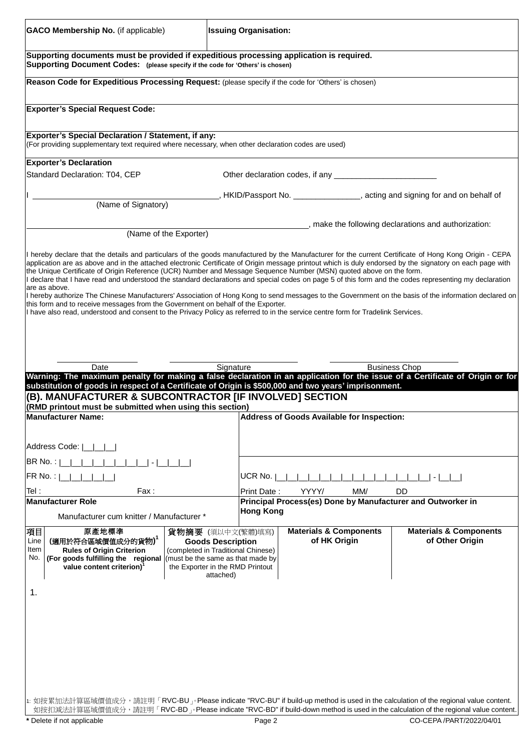| **GACO Membership No.** (if applicable) | **Issuing Organisation:** |
|---|---|

**Supporting documents must be provided if expeditious processing application is required.**
**Supporting Document Codes: (please specify if the code for 'Others' is chosen)**

**Reason Code for Expeditious Processing Request:** (please specify if the code for 'Others' is chosen)

**Exporter's Special Request Code:**

**Exporter's Special Declaration / Statement, if any:**
(For providing supplementary text required where necessary, when other declaration codes are used)

**Exporter's Declaration**

Standard Declaration: T04, CEP Other declaration codes, if any _______________________

I ______________________________, HKID/Passport No. _______________, acting and signing for and on behalf of
(Name of Signatory)

______________________________, make the following declarations and authorization:
(Name of the Exporter)

I hereby declare that the details and particulars of the goods manufactured by the Manufacturer for the current Certificate of Hong Kong Origin - CEPA application are as above and in the attached electronic Certificate of Origin message printout which is duly endorsed by the signatory on each page with the Unique Certificate of Origin Reference (UCR) Number and Message Sequence Number (MSN) quoted above on the form.
I declare that I have read and understood the standard declarations and special codes on page 5 of this form and the codes representing my declaration are as above.
I hereby authorize The Chinese Manufacturers' Association of Hong Kong to send messages to the Government on the basis of the information declared on this form and to receive messages from the Government on behalf of the Exporter.
I have also read, understood and consent to the Privacy Policy as referred to in the service centre form for Tradelink Services.

______________ ______________ ______________
Date Signature Business Chop

**Warning: The maximum penalty for making a false declaration in an application for the issue of a Certificate of Origin or for substitution of goods in respect of a Certificate of Origin is $500,000 and two years' imprisonment.**

## (B). MANUFACTURER & SUBCONTRACTOR [IF INVOLVED] SECTION

**(RMD printout must be submitted when using this section)**

| **Manufacturer Name:** | **Address of Goods Available for Inspection:** |
|---|---|
| Address Code: \|__\|__\|__\| | |
| BR No. : \|__\|__\|__\|__\|__\|__\|__\|__\| - \|__\|__\|__\| | |
| FR No. : \|__\|__\|__\|__\|__\| | UCR No. \|__\|__\|__\|__\|__\|__\|__\|__\|__\|__\|__\|__\|__\|__\| - \|__\|__\| |
| Tel : Fax : | Print Date : YYYY/ MM/ DD |
| **Manufacturer Role** | **Principal Process(es) Done by Manufacturer and Outworker in Hong Kong** |
| Manufacturer cum knitter / Manufacturer * | |

| 項目 Line Item No. | 原產地標準 (適用於符合區域價值成分的貨物)[1] Rules of Origin Criterion (For goods fulfilling the regional value content criterion)[1] | 貨物摘要 (須以中文(繁體)填寫) Goods Description (completed in Traditional Chinese) (must be the same as that made by the Exporter in the RMD Printout attached) | Materials & Components of HK Origin | Materials & Components of Other Origin |
|---|---|---|---|---|
| 1. | | | | |

1: 如按累加法計算區域價值成分，請註明「RVC-BU」。Please indicate "RVC-BU" if build-up method is used in the calculation of the regional value content.
如按扣減法計算區域價值成分，請註明「RVC-BD」。Please indicate "RVC-BD" if build-down method is used in the calculation of the regional value content.

**\*** Delete if not applicable

CO-CEPA /PART/2022/04/01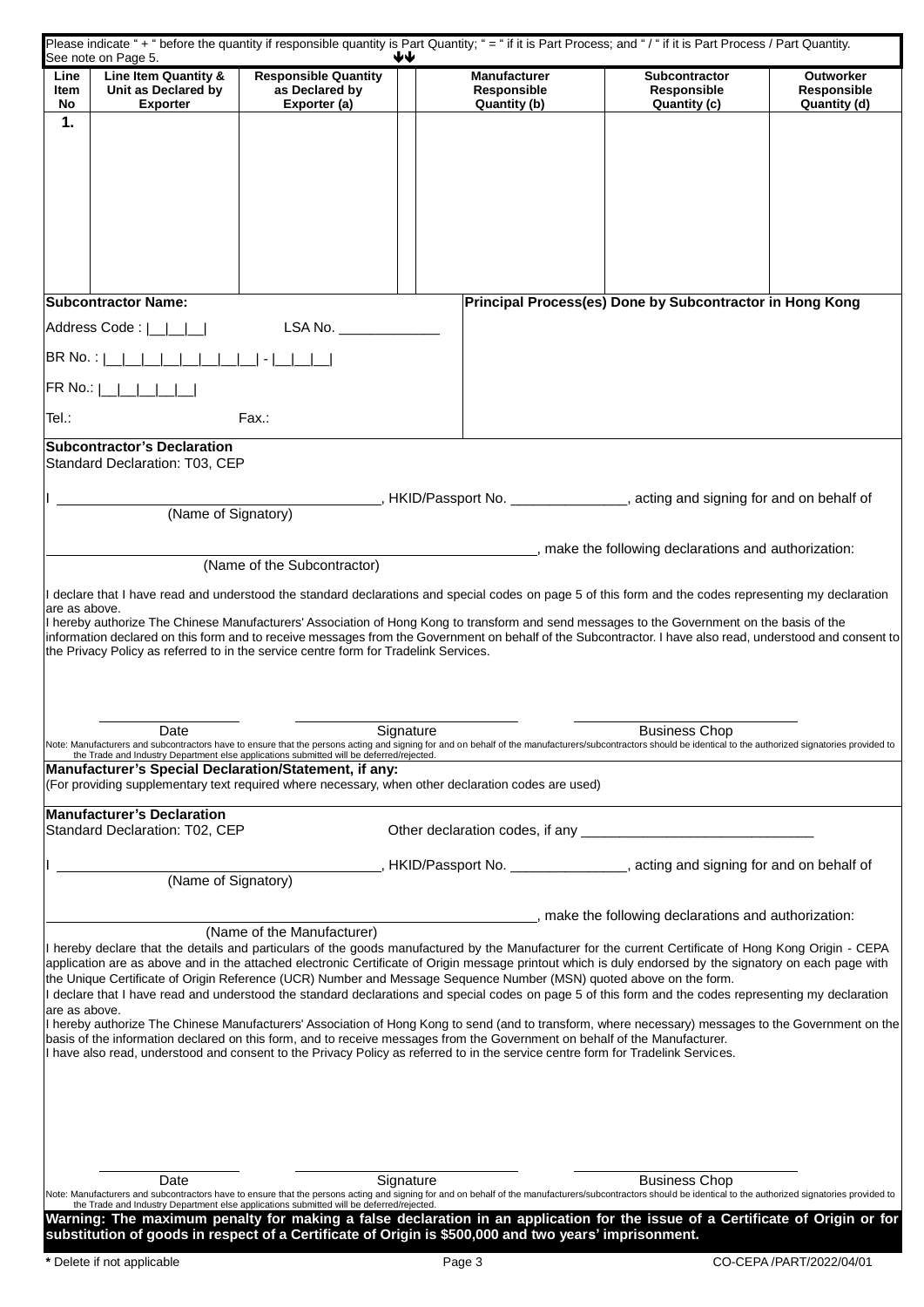Please indicate " + " before the quantity if responsible quantity is Part Quantity; " = " if it is Part Process; and " / " if it is Part Process / Part Quantity. See note on Page 5.

| Line Item No | Line Item Quantity & Unit as Declared by Exporter | Responsible Quantity as Declared by Exporter (a) | | Manufacturer Responsible Quantity (b) | Subcontractor Responsible Quantity (c) | Outworker Responsible Quantity (d) |
|---|---|---|---|---|---|---|
| 1. | | | | | | |

| Subcontractor Name: | Principal Process(es) Done by Subcontractor in Hong Kong |
|---|---|
| Address Code : \|__\|__\|__\| LSA No. ____________ | |
| BR No. : \|__\|__\|__\|__\|__\|__\|__\|__\| - \|__\|__\|__\| | |
| FR No.: \|__\|__\|__\|__\|__\| | |
| Tel.: Fax.: | |

**Subcontractor's Declaration**
Standard Declaration: T03, CEP

I ______________________________, HKID/Passport No. _______________, acting and signing for and on behalf of
(Name of Signatory)

______________________________________________, make the following declarations and authorization:
(Name of the Subcontractor)

I declare that I have read and understood the standard declarations and special codes on page 5 of this form and the codes representing my declaration are as above.
I hereby authorize The Chinese Manufacturers' Association of Hong Kong to transform and send messages to the Government on the basis of the information declared on this form and to receive messages from the Government on behalf of the Subcontractor. I have also read, understood and consent to the Privacy Policy as referred to in the service centre form for Tradelink Services.

____________ ____________________ ____________________
Date Signature Business Chop

Note: Manufacturers and subcontractors have to ensure that the persons acting and signing for and on behalf of the manufacturers/subcontractors should be identical to the authorized signatories provided to the Trade and Industry Department else applications submitted will be deferred/rejected.

**Manufacturer's Special Declaration/Statement, if any:**
(For providing supplementary text required where necessary, when other declaration codes are used)

**Manufacturer's Declaration**
Standard Declaration: T02, CEP Other declaration codes, if any ______________________________

I ______________________________, HKID/Passport No. _______________, acting and signing for and on behalf of
(Name of Signatory)

______________________________________________, make the following declarations and authorization:
(Name of the Manufacturer)

I hereby declare that the details and particulars of the goods manufactured by the Manufacturer for the current Certificate of Hong Kong Origin - CEPA application are as above and in the attached electronic Certificate of Origin message printout which is duly endorsed by the signatory on each page with the Unique Certificate of Origin Reference (UCR) Number and Message Sequence Number (MSN) quoted above on the form.
I declare that I have read and understood the standard declarations and special codes on page 5 of this form and the codes representing my declaration are as above.
I hereby authorize The Chinese Manufacturers' Association of Hong Kong to send (and to transform, where necessary) messages to the Government on the basis of the information declared on this form, and to receive messages from the Government on behalf of the Manufacturer.
I have also read, understood and consent to the Privacy Policy as referred to in the service centre form for Tradelink Services.

____________ ____________________ ____________________
Date Signature Business Chop

Note: Manufacturers and subcontractors have to ensure that the persons acting and signing for and on behalf of the manufacturers/subcontractors should be identical to the authorized signatories provided to the Trade and Industry Department else applications submitted will be deferred/rejected.

**Warning: The maximum penalty for making a false declaration in an application for the issue of a Certificate of Origin or for substitution of goods in respect of a Certificate of Origin is $500,000 and two years' imprisonment.**

* Delete if not applicable

CO-CEPA /PART/2022/04/01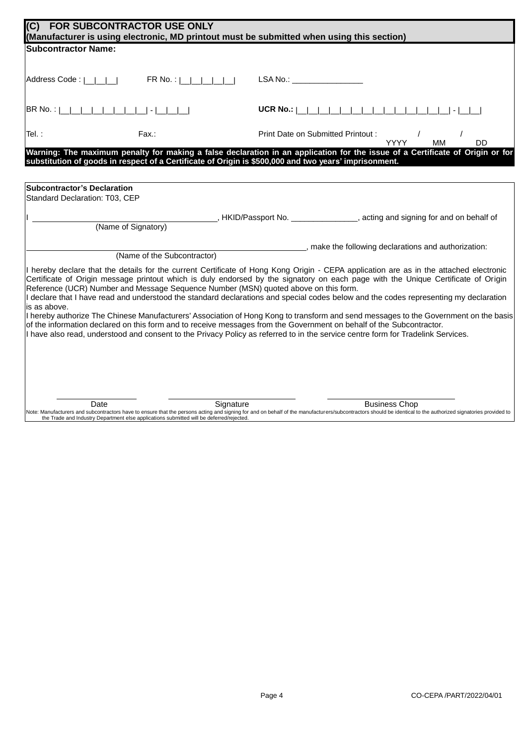## (C) FOR SUBCONTRACTOR USE ONLY

**(Manufacturer is using electronic, MD printout must be submitted when using this section)**

**Subcontractor Name:**

Address Code : |__|__|__|  FR No. : |__|__|__|__|__|  LSA No.: ________________

BR No. : |__|__|__|__|__|__|__|__| - |__|__|__|  **UCR No.:** |__|__|__|__|__|__|__|__|__|__|__|__|__|__| - |__|__|

Tel. :  Fax.:  Print Date on Submitted Printout : ____ / ____ / ____ (YYYY MM DD)

**Warning: The maximum penalty for making a false declaration in an application for the issue of a Certificate of Origin or for substitution of goods in respect of a Certificate of Origin is $500,000 and two years' imprisonment.**

**Subcontractor's Declaration**

Standard Declaration: T03, CEP

I ________________________________ (Name of Signatory), HKID/Passport No. _______________, acting and signing for and on behalf of

________________________________ (Name of the Subcontractor), make the following declarations and authorization:

I hereby declare that the details for the current Certificate of Hong Kong Origin - CEPA application are as in the attached electronic Certificate of Origin message printout which is duly endorsed by the signatory on each page with the Unique Certificate of Origin Reference (UCR) Number and Message Sequence Number (MSN) quoted above on this form.

I declare that I have read and understood the standard declarations and special codes below and the codes representing my declaration is as above.

I hereby authorize The Chinese Manufacturers' Association of Hong Kong to transform and send messages to the Government on the basis of the information declared on this form and to receive messages from the Government on behalf of the Subcontractor.

I have also read, understood and consent to the Privacy Policy as referred to in the service centre form for Tradelink Services.

| Date | Signature | Business Chop |
|---|---|---|
| | | |

Note: Manufacturers and subcontractors have to ensure that the persons acting and signing for and on behalf of the manufacturers/subcontractors should be identical to the authorized signatories provided to the Trade and Industry Department else applications submitted will be deferred/rejected.

CO-CEPA /PART/2022/04/01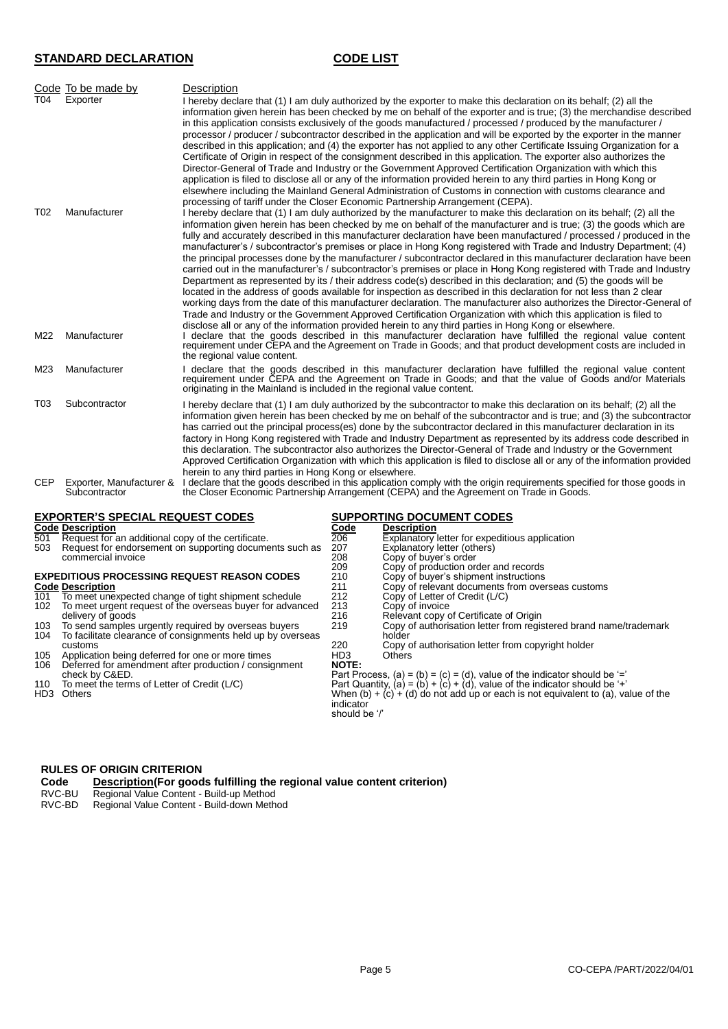## STANDARD DECLARATION CODE LIST

| Code | To be made by | Description |
|---|---|---|
| T04 | Exporter | I hereby declare that (1) I am duly authorized by the exporter to make this declaration on its behalf; (2) all the information given herein has been checked by me on behalf of the exporter and is true; (3) the merchandise described in this application consists exclusively of the goods manufactured / processed / produced by the manufacturer / processor / producer / subcontractor described in the application and will be exported by the exporter in the manner described in this application; and (4) the exporter has not applied to any other Certificate Issuing Organization for a Certificate of Origin in respect of the consignment described in this application. The exporter also authorizes the Director-General of Trade and Industry or the Government Approved Certification Organization with which this application is filed to disclose all or any of the information provided herein to any third parties in Hong Kong or elsewhere including the Mainland General Administration of Customs in connection with customs clearance and processing of tariff under the Closer Economic Partnership Arrangement (CEPA). |
| T02 | Manufacturer | I hereby declare that (1) I am duly authorized by the manufacturer to make this declaration on its behalf; (2) all the information given herein has been checked by me on behalf of the manufacturer and is true; (3) the goods which are fully and accurately described in this manufacturer declaration have been manufactured / processed / produced in the manufacturer's / subcontractor's premises or place in Hong Kong registered with Trade and Industry Department; (4) the principal processes done by the manufacturer / subcontractor declared in this manufacturer declaration have been carried out in the manufacturer's / subcontractor's premises or place in Hong Kong registered with Trade and Industry Department as represented by its / their address code(s) described in this declaration; and (5) the goods will be located in the address of goods available for inspection as described in this declaration for not less than 2 clear working days from the date of this manufacturer declaration. The manufacturer also authorizes the Director-General of Trade and Industry or the Government Approved Certification Organization with which this application is filed to disclose all or any of the information provided herein to any third parties in Hong Kong or elsewhere. |
| M22 | Manufacturer | I declare that the goods described in this manufacturer declaration have fulfilled the regional value content requirement under CEPA and the Agreement on Trade in Goods; and that product development costs are included in the regional value content. |
| M23 | Manufacturer | I declare that the goods described in this manufacturer declaration have fulfilled the regional value content requirement under CEPA and the Agreement on Trade in Goods; and that the value of Goods and/or Materials originating in the Mainland is included in the regional value content. |
| T03 | Subcontractor | I hereby declare that (1) I am duly authorized by the subcontractor to make this declaration on its behalf; (2) all the information given herein has been checked by me on behalf of the subcontractor and is true; and (3) the subcontractor has carried out the principal process(es) done by the subcontractor declared in this manufacturer declaration in its factory in Hong Kong registered with Trade and Industry Department as represented by its address code described in this declaration. The subcontractor also authorizes the Director-General of Trade and Industry or the Government Approved Certification Organization with which this application is filed to disclose all or any of the information provided herein to any third parties in Hong Kong or elsewhere. |
| CEP | Exporter, Manufacturer & Subcontractor | I declare that the goods described in this application comply with the origin requirements specified for those goods in the Closer Economic Partnership Arrangement (CEPA) and the Agreement on Trade in Goods. |

### EXPORTER'S SPECIAL REQUEST CODES

| Code | Description |
|---|---|
| 501 | Request for an additional copy of the certificate. |
| 503 | Request for endorsement on supporting documents such as commercial invoice |

### EXPEDITIOUS PROCESSING REQUEST REASON CODES

| Code | Description |
|---|---|
| 101 | To meet unexpected change of tight shipment schedule |
| 102 | To meet urgent request of the overseas buyer for advanced delivery of goods |
| 103 | To send samples urgently required by overseas buyers |
| 104 | To facilitate clearance of consignments held up by overseas customs |
| 105 | Application being deferred for one or more times |
| 106 | Deferred for amendment after production / consignment check by C&ED. |
| 110 | To meet the terms of Letter of Credit (L/C) |
| HD3 | Others |

### SUPPORTING DOCUMENT CODES

| Code | Description |
|---|---|
| 206 | Explanatory letter for expeditious application |
| 207 | Explanatory letter (others) |
| 208 | Copy of buyer's order |
| 209 | Copy of production order and records |
| 210 | Copy of buyer's shipment instructions |
| 211 | Copy of relevant documents from overseas customs |
| 212 | Copy of Letter of Credit (L/C) |
| 213 | Copy of invoice |
| 216 | Relevant copy of Certificate of Origin |
| 219 | Copy of authorisation letter from registered brand name/trademark holder |
| 220 | Copy of authorisation letter from copyright holder |
| HD3 | Others |

**NOTE:**

Part Process, (a) = (b) = (c) = (d), value of the indicator should be '='

Part Quantity, (a) = (b) + (c) + (d), value of the indicator should be '+'

When (b) + (c) + (d) do not add up or each is not equivalent to (a), value of the indicator should be '/'

### RULES OF ORIGIN CRITERION

| Code | Description(For goods fulfilling the regional value content criterion) |
|---|---|
| RVC-BU | Regional Value Content - Build-up Method |
| RVC-BD | Regional Value Content - Build-down Method |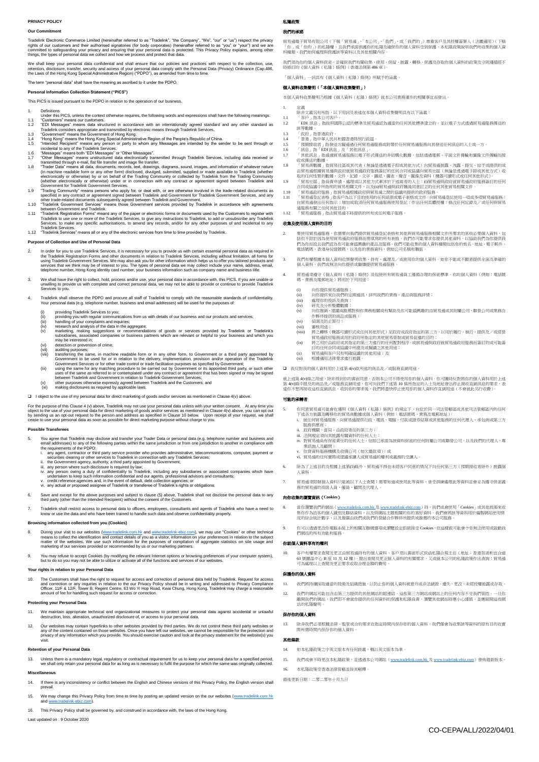# PRIVACY POLICY

## Our Commitment

Tradelink Electronic Commerce Limited (hereinafter referred to as "Tradelink", "the Company", "We", "our" or "us") respect the privacy rights of our customers and their authorised signatories (for body corporates) (hereinafter referred to as "you" or "your") and we are committed to safeguarding your privacy and ensuring that your personal data is protected. This Privacy Policy explains, among other things, the types of personal data we collect and how we process and protect that data.

We shall keep your personal data confidential and shall ensure that our policies and practices with respect to the collection, use, retention, disclosure, transfer, security and access of your personal data comply with the Personal Data (Privacy) Ordinance (Cap.486, the Laws of the Hong Kong Special Administrative Region) ("PDPO"), as amended from time to time.

The term "personal data" shall have the meaning as ascribed to it under the PDPO.

## Personal Information Collection Statement ("PICS")

This PICS is issued pursuant to the PDPO in relation to the operation of our business.

1. Definitions
   Under this PICS, unless the context otherwise requires, the following words and expressions shall have the following meanings:

1.1 "Customers" means our customers.
1.2 "EDI Messages" means data structured in accordance with an internationally agreed standard and any other standard as Tradelink considers appropriate and transmitted by electronic means through Tradelink Services.
1.3 "Government" means the Government of Hong Kong.
1.4 "Hong Kong" means the Hong Kong Special Administrative Region of the People's Republic of China.
1.5 "Intended Recipient" means any person or party to whom any Messages are intended by the sender to be sent through or incidental to any of the Tradelink Services.
1.6 "Messages" means both "EDI Messages" or "Other Messages".
1.7 "Other Messages" means unstructured data electronically transmitted through Tradelink Services, including data received or transmitted through e-mail, flat file transfer and image file transfer.
1.8 "Trader Data" means all data, documents, records, text, drawings, diagrams, sound, images, and information of whatever nature (in machine readable form or any other form) disclosed, divulged, submitted, supplied or made available to Tradelink (whether electronically or otherwise) by or on behalf of the Trading Community or collected by Tradelink from the Trading Community (whether electronically or otherwise) under or in connection with any contract or agreement signed between Tradelink and Government for Tradelink Government Services.
1.9 "Trading Community" means persons who apply for, or deal with, or are otherwise involved in the trade-related documents as specified in any contract or agreement signed between Tradelink and Government for Tradelink Government Services, and any other trade-related documents subsequently agreed between Tradelink and Government.
1.10 "Tradelink Government Services" means those Government services provided by Tradelink in accordance with agreements between Government and Tradelink.
1.11 "Tradelink Registration Forms" means any of the paper or electronic forms or documents used by the Customers to register with Tradelink to use one or more of the Tradelink Services, to give any instructions to Tradelink, to add or unsubscribe any Tradelink Services, to make any specific authorisations, to amend any records, and/or for any other purposes of and incidental to any Tradelink Services.
1.12 "Tradelink Services" means all or any of the electronic services from time to time provided by Tradelink.

## Purpose of Collection and Use of Personal Data

2. In order for you to use Tradelink Services, it is necessary for you to provide us with certain essential personal data as required in the Tradelink Registration Forms and other documents in relation to Tradelink Services, including without limitation, all forms for using Tradelink Government Services. We may also ask you for other information which helps us to offer you tailored products and services that we think may be of interest to you. The types of personal data we may collect include your name, address, email, telephone number, Hong Kong identity card number, your business information such as company name and business title.

3. We shall have the right to collect, hold, process and/or use, your personal data in accordance with, this PICS. If you are unable or unwilling to provide us with complete and correct personal data, we may not be able to provide or continue to provide Tradelink Services to you.

4. Tradelink shall observe the PDPO and procure all staff of Tradelink to comply with the reasonable standards of confidentiality. Your personal data (e.g. telephone number, business and email addresses) will be used for the purposes of:

   (i) providing Tradelink Services to you;
   (ii) providing you with regular communications from us with details of our business and our products and services;
   (iii) handling of your complaints and inquiries;
   (iv) research and analysis of the data in the aggregate;
   (v) marketing, making suggestions or recommendations of goods or services provided by Tradelink or Tradelink's subsidiaries, associated companies or business partners which are relevant or helpful to your business and which you may be interested in;
   (vi) detection or prevention of crime;
   (vii) auditing purposes;
   (viii) transferring the same, in machine readable form or in any other form, to Government or a third party appointed by Government to be used for or in relation to the delivery, implementation, provision and/or operation of the Tradelink Government Services or for other trade control or trade facilitation purposes as specified by Government;
   (ix) using the same for any matching procedure to be carried out by Government or its appointed third party, or such other uses of the same as referred to or contemplated under any contract or agreement that has been signed or may be signed between Tradelink and Government in relation to Tradelink Government Services;
   (x) other purposes otherwise expressly agreed between Tradelink and the Customers; and
   (xi) making disclosures as required by applicable laws.

❑ I object to the use of my personal data for direct marketing of goods and/or services as mentioned in Clause 4(v) above.

For the purpose of this Clause 4 (v) above, Tradelink may not use your personal data unless with your written consent. At any time you object to the use of your personal data for direct marketing of goods and/or services as mentioned in Clause 4(v) above, you can opt out by sending us an opt-out request to the person and address as specified in Clause 10 below. Upon receipt of your request, we shall cease to use your personal data as soon as possible for direct marketing purpose without charge to you.

## Possible Transferees

5. You agree that Tradelink may disclose and transfer your Trader Data or personal data (e.g. telephone number and business and email addresses) to any of the following parties within the same jurisdiction or from one jurisdiction to another in compliance with the requirements of the PDPO:
   i. any agent, contractor or third party service provider who provides administrative, telecommunications, computer, payment or securities clearing or other services to Tradelink in connection with Tradelink Services;
   ii. the Government agency, authority, a third party appointed by Government;
   iii. any person where such disclosure is required by law;
   iv. any person owing a duty of confidentiality to Tradelink, including its subsidiaries or associated companies which have undertaken to keep such information confidential and our agents, professional advisors and consultants;
   v. credit reference agencies and, in the event of default, debt collection agencies; or
   vi. any actual or proposed assignee of Tradelink or transferee of Tradelink's rights or obligations.

6. Save and except for the above purposes and subject to clause (5) above, Tradelink shall not disclose the personal data to any third party (other than the Intended Recipient) without the consent of the Customers.

7. Tradelink shall restrict access to personal data to officers, employees, consultants and agents of Tradelink who have a need to know or use the data and who have been trained to handle such data and observe confidentiality properly.

## Browsing information collected from you (Cookies)

8. During your visit to our websites (www.tradelink.com.hk and www.tradelink-ebiz.com), we may use "Cookies" or other technical means to collect the identification and contact details of you as a visitor, information on your preferences in relation to the subject matter of the websites. We use such information for the purposes of compilation of aggregate statistics on site usage and marketing of our services provided or recommended by us or our marketing partners.

9. You may refuse to accept Cookies (by modifying the relevant Internet options or browsing preferences of your computer system), but to do so you may not be able to utilize or activate all of the functions and services of our websites.

## Your rights in relation to your Personal Data

10. The Customers shall have the right to request for access and correction of personal data held by Tradelink. Request for access and correction or any inquiries in relation to the our Privacy Policy should be in writing and addressed to Privacy Compliance Officer, 11/F & 12/F, Tower B, Regent Centre, 63 Wo Yi Hop Road, Kwai Chung, Hong Kong. Tradelink may charge a reasonable amount of fee for handling such request for access or correction.

## Protecting your Personal Data

11. We maintain appropriate technical and organizational measures to protect your personal data against accidental or unlawful destruction, loss, alteration, unauthorized disclosure of, or access to your personal data.

12. Our websites may contain hyperlinks to other websites provided by third parties. We do not control these third party websites or any of the content contained on those websites. Once you have left our websites, we cannot be responsible for the protection and privacy of any information which you provide. You should exercise caution and look at the privacy statement for the website(s) you visit.

## Retention of your Personal Data

13. Unless there is a mandatory legal, regulatory or contractual requirement for us to keep your personal data for a specified period, we shall only retain your personal data for as long as is necessary to fulfill the purpose for which the same was originally collected.

## Miscellaneous

14. If there is any inconsistency or conflict between the English and Chinese versions of this Privacy Policy, the English version shall prevail.

15. We may change this Privacy Policy from time to time by posting an updated version on the our websites (www.tradelink.com.hk and www.tradelink-ebiz.com).

16. This Privacy Policy shall be governed by, and construed in accordance with, the laws of the Hong Kong.

Last updated on : 9 October 2020

# 私隱政策

## 我們的承諾

貿易通電子貿易有限公司（下稱「貿易通」、「本公司」、「我們」、或「我們的」）尊重客戶及其授權簽署人（法團適用）（下稱「你」或「你的」）的私隱權，且我們承諾保護你的私隱及確保你的個人資料受到保護。本私隱政策說明我們收集的個人資料種類、我們如何處理與保護該等資料以及其他相關內容。

我們須為你的個人資料保密，並確保我們有關收集、使用、保留、披露、轉移、保護及存取你個人資料的政策及守則遵循經不時修訂的《個人資料（私隱）條例》(香港法例第 486 章)。

「個人資料」一詞具有《個人資料（私隱）條例》所賦予的涵義。

## 個人資料收集聲明（「本個人資料收集聲明」）

本個人資料收集聲明乃根據《個人資料（私隱）條例》就本公司業務運作的相關事宜而發出。

1. 定義
   除非文義另有所指，以下用詞及表述在本個人資料收集聲明具有以下涵義：

1.1 「客戶」指本公司客戶。
1.2 「EDI 訊息」指按照國際公認的標準及貿易通認為適當的任何其他標準建立的，並以電子方式透過貿易通服務傳送的該等數據。
1.3 「政府」指香港政府。
1.4 「香港」指中華人民共和國香港特別行政區。
1.5 「預期接收者」指發送方擬通過任何貿易通服務或附帶於任何貿易通服務向其發送任何訊息的人士或一方。
1.6 「訊息」指「EDI 訊息」及「其他訊息」。
1.7 「其他訊息」指通過貿易通服務以電子形式傳送的非結構化數據，包括透過電郵、平面文件傳輸和圖像文件傳輸而接收或傳送的數據。
1.8 「貿易商數據」指貿易社區或其代表（無論是透過電子抑或其他方式）向貿易通披露、洩露、提交、給予或提供的或由貿易通根據貿易通與政府就貿易通政府服務簽訂的任何合同或協議向貿易社區（無論是透過電子抑或其他方式）收取的任何性質的數據、文件、記錄、文字、圖紙、圖表、聲音、圖像及資料（機器可讀形式或任何其他形式）。
1.9 「貿易社區」指負責申請、處理或以其他方式牽涉於下述兩者的人士：(i)貿易通與政府就貿易通政府服務簽訂的任何合同或協議中所指明的貿易相關文件，以及(ii)貿易通與政府隨後同意訂立的任何其他貿易相關文件。
1.10 「貿易通政府服務」指貿易通根據政府與貿易通之間的協議所提供的政府服務。
1.11 「貿易通登記表格」指客戶為以下目的使用的任何紙張或電子表格或文件：向貿易通登記使用一項或多項貿易通服務；向貿易通發出任何指示；增加或取消任何貿易通服務使用登記；作出任何具體授權；修改任何記錄及／或任何與貿易通服務有關之任何其他目的。
1.12 「貿易通服務」指由貿易通不時提供的所有或任何電子服務。

## 收集及使用個人資料的目的

2. 要使用貿易通服務，你需要向我們提供貿易通登記表格和其他與貿易通服務相關文件所要求的某些必要個人資料，包括但不限於因為使用貿易通政府服務而需填寫的所有表格。我們亦可能要求你提供其他資料，以協助我們為你提供我們認為你可能感興趣的產品及服務。我們可能收集的個人資料種類包括你的姓名、地址、電子郵件、電話號碼、香港身份證號碼，以及你的業務資料，例如公司名稱和職銜。

3. 我們有權根據本個人資料收集聲明收集、持有、處理及／或使用你的個人資料。如你不能或不願意提供全面及準確的個人資料，我們或無法向你提供或繼續提供貿易通服務。

4. 貿易通須遵守《個人資料（私隱）條例》及促使所有貿易通員工遵循合理的保密標準。你的個人資料（例如：電話號碼、業務及電郵地址）將用於下列用途：

   (i) 向你提供貿易通服務；
   (ii) 向你提供來自我們的定期通訊，詳列我們的業務、產品與服務詳情；
   (iii) 處理你的投訴及查詢；
   (iv) 研究及分析整體數據；
   (v) 向你推銷、建議或推薦對你業務相關或有幫助及你可能感興趣的由貿易通或其附屬公司、聯營公司或業務合作夥伴提供的商品或服務；
   (vi) 偵測及防止罪行；
   (vii) 審核用途；
   (viii) 將之轉移（機器可讀形式或任何其他形式）至政府或政府指定的第三方，以用於履行、執行、提供及／或經營貿易通政府服務或用於政府所指定的其他貿易管制或貿易促進的目的；
   (ix) 將之用於由政府或其指定的第三方進行的任何配對程序，或貿易通與政府就貿易通政府服務所簽訂的或可能簽訂的任何合同或協議中所提及或擬議之其他用途；
   (x) 貿易通與客戶另有明確協議的其他用途；及
   (xi) 根據適用法律要求進行披露。

❑ 我反對我的個人資料用於上述第 4(v)款所述的商品及／或服務直銷用途。

就上述第 4(v)條之用途，除非得到你的書面同意，否則本公司不得使用你的個人資料。你可隨時反對將你的個人資料用於上述第 4(v)條中提及的商品及／或服務直銷用途，你可向我們下述第 10 條所指定的人士及地址發出停止接收直銷訊息的要求，表達你不想再接收這些直銷訊息。收到你的要求後，我們將盡快停止使用你的個人資料作直銷用途（不會對此另行收費）。

## 可能的承轉者

5. 你同意貿易通可能會在遵照《個人資料（私隱）條例》的規定下，向位於同一司法管轄區或其他司法管轄區內的任何下述各方披露及轉移你的貿易商數據或個人資料（例如：電話號碼、業務及電郵地址）：
   i. 就任何貿易通服務，向貿易通提供行政、電訊、電腦、付款或證券結算或其他服務的任何代理人、承包商或第三方服務供應商；
   ii. 政府機關、當局、由政府委任的第三方；
   iii. 法例規定須向其披露有關資料的任何人士；
   iv. 對貿易通負有保密責任的任何人士，包括已承諾為該資料保密的任何附屬公司或聯營公司，以及我們的代理人、專業諮詢人及顧問；
   v. 信貸資料服務機構及收債公司（如欠繳款項）；或
   vi. 貿易通的任何實際或建議承讓人或貿易通的權利或義務的受讓人。

6. 除為了上述目的及根據上述第(5)條外，貿易通不得在未經客戶同意的情況下向任何第三方（預期接收者除外）披露個人資料。

7. 貿易通須限制個人資料只能被以下人士查閱：需要知道或使用此等資料，曾受訓練處理此等資料並會妥為遵守保密義務的貿易通的高級人員、僱員、顧問及代理人。

## 向你收集的瀏覽資訊（Cookies）

8. 當你瀏覽我們的網站（www.tradelink.com.hk 及 www.tradelink-ebiz.com）時，我們或會使用「Cookies」或其他技術來收集你作為訪客的個人識別及聯絡資料，以及與網站主題相關的你的喜好資料。我們會將該等資料用於編製網站使用情況的綜合統計數字，以及推廣由我們或我們營銷合作夥伴所提供或推薦的本公司服務。

9. 你可以透過更改電腦系統上的相關互聯網選項或瀏覽設定拒絕接受 Cookies，但這樣做可能會令你無法使用或啟動我們網站的所有功能和服務。

## 你就個人資料享有的權利

10. 客戶有權要求查閱及更正由貿易通持有的個人資料。客戶須以書面形式致函私隱合規主任（地址：香港葵涌和宜合道 63 號麗晶中心 B 座 11 及 12 樓），提出查閱及更正個人資料的有關要求，又或就本公司的私隱政策作出查詢；貿易通可為處理以上查閱及更正要求收取合理金額的費用。

## 保護你的個人資料

11. 我們將持續採取適當的技術及組織措施，以防止你的個人資料被意外或非法銷毀、遺失、更改、未經授權披露或存取。

12. 我們的網站可能包含由第三方提供的其他網站的超連結。這些第三方網站或網站上的任何內容不受我們管控。一旦你離開我們的網站，我們則不會就你提供的任何資料的保護和私隱負責。瀏覽其他網站時應小心謹慎，並應細閱這些網站的私隱聲明。

## 保存你的個人資料

13. 除非我們必須根據法律、監管或合約要求在指定時間內保存你的個人資料，我們僅會為收集該等資料的原有目的在實際所需時間內保存你的個人資料。

## 其他條款

14. 如本私隱政策之中英文版本有任何歧義，概以英文版本為準。

15. 我們或會不時更改本私隱政策，並透過本公司網站（www.tradelink.com.hk 及 www.tradelink-ebiz.com）發佈最新版本。

16. 本私隱政策受香港法律管轄並按其解釋。

最後更新日期：二零二零年十月九日

CO-CEPA/ALL/2022/04/01